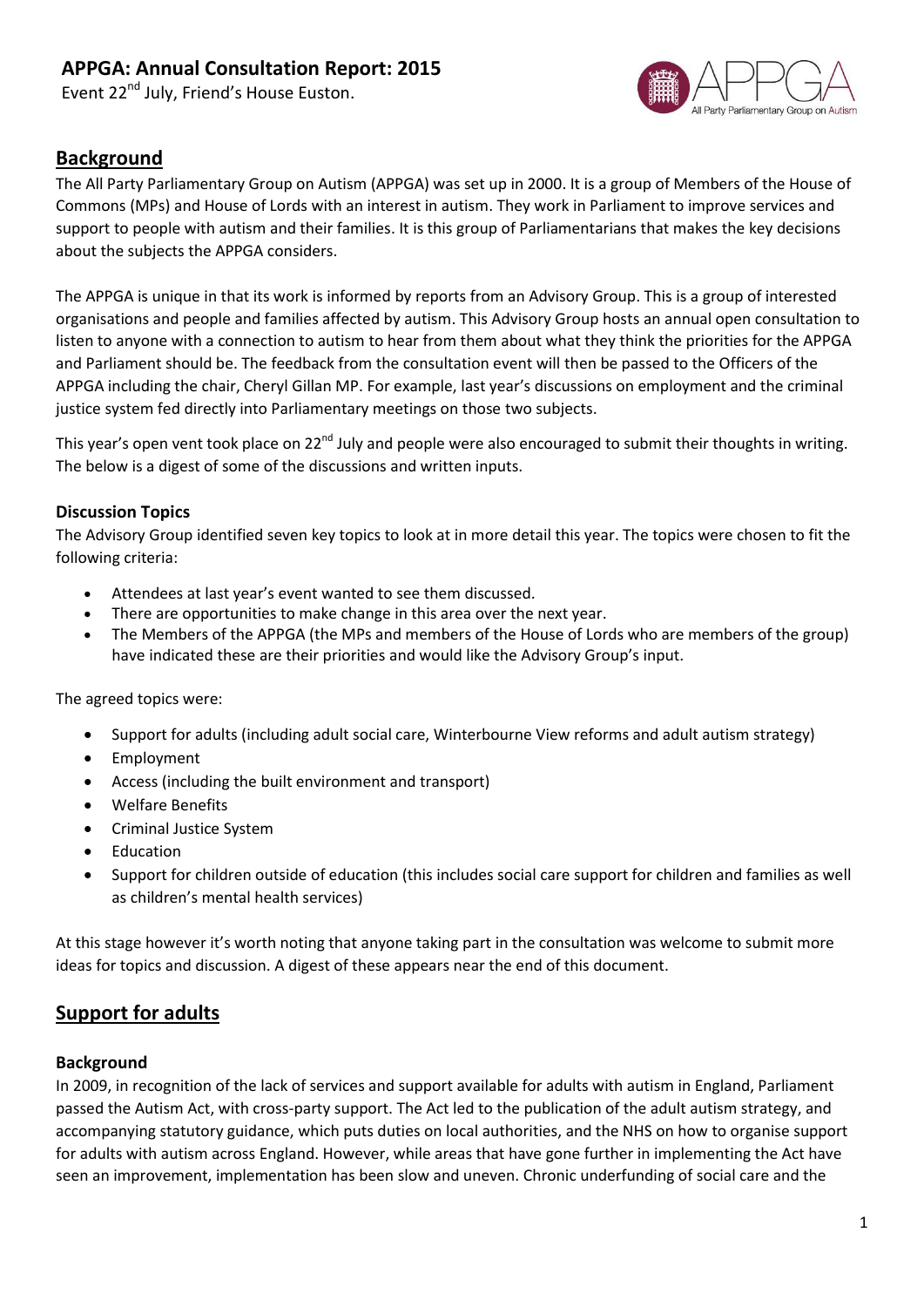# APPGA: Annual Consultation Report: 2015

Event 22nd July, Friend's House Euston.

## Background

The All Party Parliamentary Group on Autism (APPGA) was set up in 2000. It is a group of Members of the House of Commons (MPs) and House of Lords with an interest in autism. They work in Parliament to improve services and support to people with autism and their families. It is this group of Parliamentarians that makes the key decisions about the subjects the APPGA considers.

The APPGA is unique in that its work is informed by reports from an Advisory Group. This is a group of interested organisations and people and families affected by autism. This Advisory Group hosts an annual open consultation to listen to anyone with a connection to autism to hear from them about what they think the priorities for the APPGA and Parliament should be. The feedback from the consultation event will then be passed to the Officers of the APPGA including the chair, Cheryl Gillan MP. For example, last year's discussions on employment and the criminal justice system fed directly into Parliamentary meetings on those two subjects.

This year's open vent took place on 22nd July and people were also encouraged to submit their thoughts in writing. The below is a digest of some of the discussions and written inputs.

### Discussion Topics

The Advisory Group identified seven key topics to look at in more detail this year. The topics were chosen to fit the following criteria:

- Attendees at last year's event wanted to see them discussed.
- There are opportunities to make change in this area over the next year.
- The Members of the APPGA (the MPs and members of the House of Lords who are members of the group) have indicated these are their priorities and would like the Advisory Group's input.

The agreed topics were:

- Support for adults (including adult social care, Winterbourne View reforms and adult autism strategy)
- Employment
- Access (including the built environment and transport)
- Welfare Benefits
- Criminal Justice System
- Education
- Support for children outside of education (this includes social care support for children and families as well as children's mental health services)

At this stage however it's worth noting that anyone taking part in the consultation was welcome to submit more ideas for topics and discussion. A digest of these appears near the end of this document.

## Support for adults

### Background

In 2009, in recognition of the lack of services and support available for adults with autism in England, Parliament passed the Autism Act, with cross-party support. The Act led to the publication of the adult autism strategy, and accompanying statutory guidance, which puts duties on local authorities, and the NHS on how to organise support for adults with autism across England. However, while areas that have gone further in implementing the Act have seen an improvement, implementation has been slow and uneven. Chronic underfunding of social care and the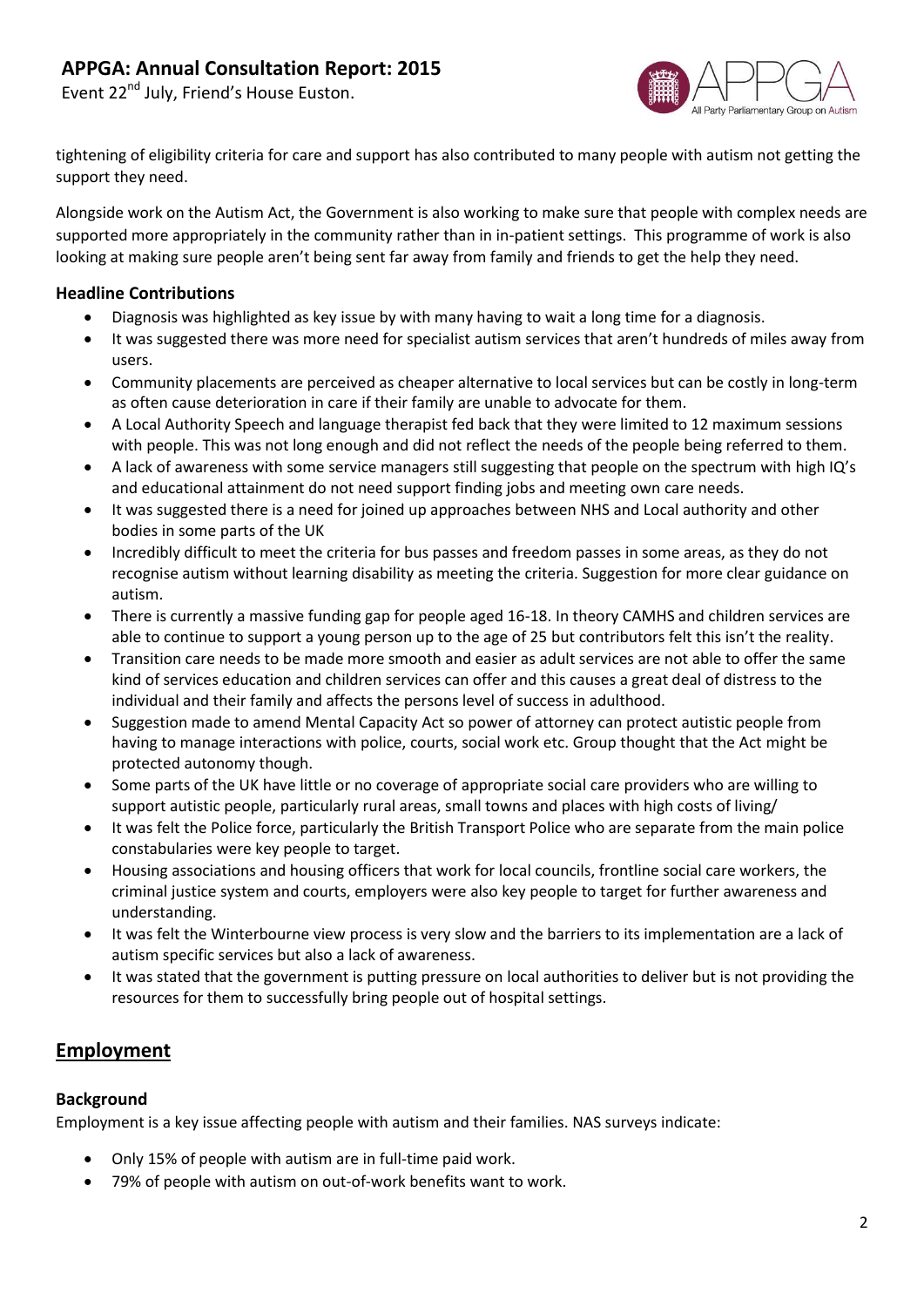tightening of eligibility criteria for care and support has also contributed to many people with autism not getting the support they need.

Alongside work on the Autism Act, the Government is also working to make sure that people with complex needs are supported more appropriately in the community rather than in in-patient settings. This programme of work is also looking at making sure people aren't being sent far away from family and friends to get the help they need.

### Headline Contributions

- Diagnosis was highlighted as key issue by with many having to wait a long time for a diagnosis.
- It was suggested there was more need for specialist autism services that aren't hundreds of miles away from users.
- Community placements are perceived as cheaper alternative to local services but can be costly in long-term as often cause deterioration in care if their family are unable to advocate for them.
- A Local Authority Speech and language therapist fed back that they were limited to 12 maximum sessions with people. This was not long enough and did not reflect the needs of the people being referred to them.
- A lack of awareness with some service managers still suggesting that people on the spectrum with high IQ's and educational attainment do not need support finding jobs and meeting own care needs.
- It was suggested there is a need for joined up approaches between NHS and Local authority and other bodies in some parts of the UK
- Incredibly difficult to meet the criteria for bus passes and freedom passes in some areas, as they do not recognise autism without learning disability as meeting the criteria. Suggestion for more clear guidance on autism.
- There is currently a massive funding gap for people aged 16-18. In theory CAMHS and children services are able to continue to support a young person up to the age of 25 but contributors felt this isn't the reality.
- Transition care needs to be made more smooth and easier as adult services are not able to offer the same kind of services education and children services can offer and this causes a great deal of distress to the individual and their family and affects the persons level of success in adulthood.
- Suggestion made to amend Mental Capacity Act so power of attorney can protect autistic people from having to manage interactions with police, courts, social work etc. Group thought that the Act might be protected autonomy though.
- Some parts of the UK have little or no coverage of appropriate social care providers who are willing to support autistic people, particularly rural areas, small towns and places with high costs of living/
- It was felt the Police force, particularly the British Transport Police who are separate from the main police constabularies were key people to target.
- Housing associations and housing officers that work for local councils, frontline social care workers, the criminal justice system and courts, employers were also key people to target for further awareness and understanding.
- It was felt the Winterbourne view process is very slow and the barriers to its implementation are a lack of autism specific services but also a lack of awareness.
- It was stated that the government is putting pressure on local authorities to deliver but is not providing the resources for them to successfully bring people out of hospital settings.

## Employment

### Background

Employment is a key issue affecting people with autism and their families. NAS surveys indicate:

- Only 15% of people with autism are in full-time paid work.
- 79% of people with autism on out-of-work benefits want to work.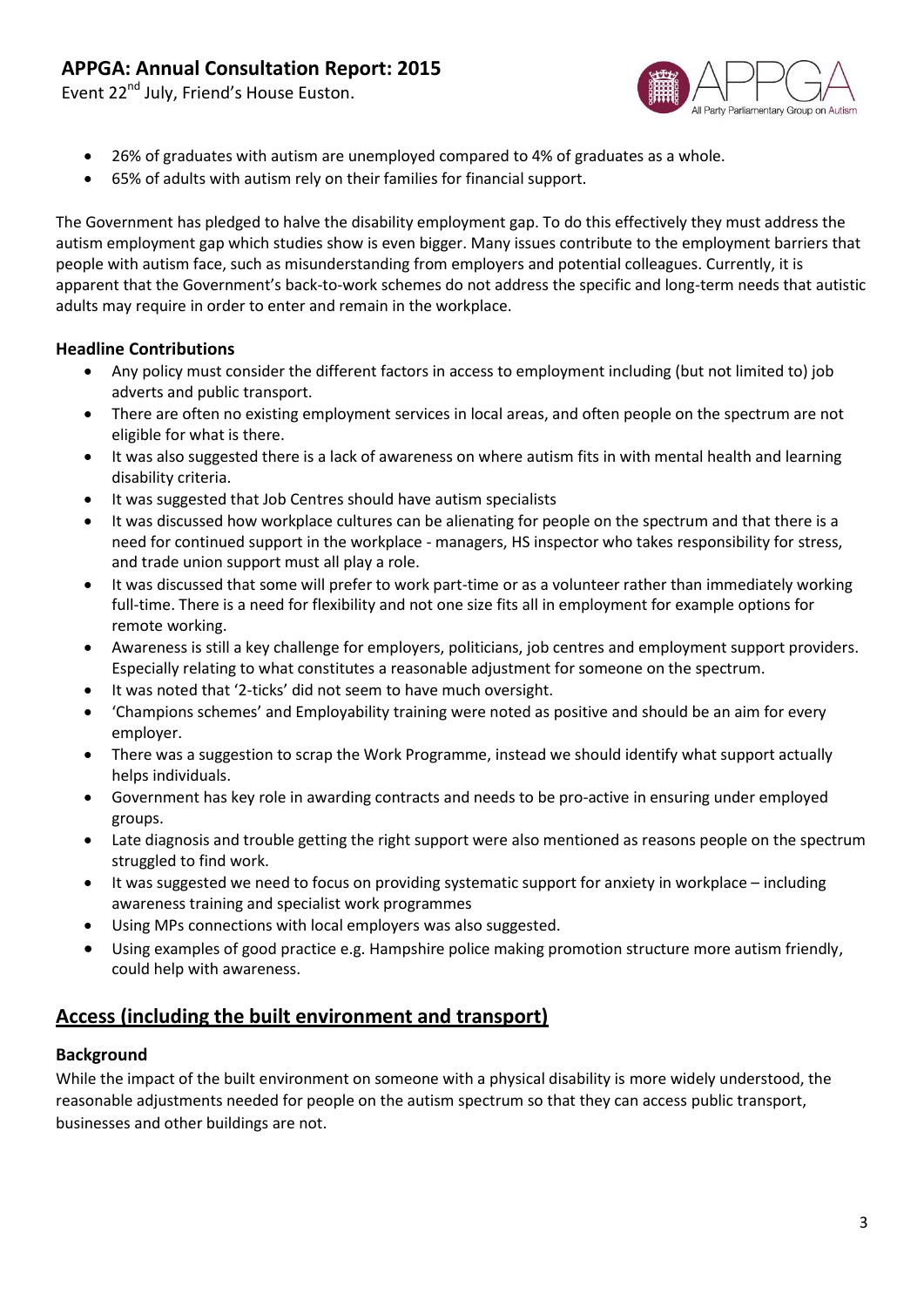- 26% of graduates with autism are unemployed compared to 4% of graduates as a whole.
- 65% of adults with autism rely on their families for financial support.

The Government has pledged to halve the disability employment gap. To do this effectively they must address the autism employment gap which studies show is even bigger. Many issues contribute to the employment barriers that people with autism face, such as misunderstanding from employers and potential colleagues. Currently, it is apparent that the Government's back-to-work schemes do not address the specific and long-term needs that autistic adults may require in order to enter and remain in the workplace.

### Headline Contributions

- Any policy must consider the different factors in access to employment including (but not limited to) job adverts and public transport.
- There are often no existing employment services in local areas, and often people on the spectrum are not eligible for what is there.
- It was also suggested there is a lack of awareness on where autism fits in with mental health and learning disability criteria.
- It was suggested that Job Centres should have autism specialists
- It was discussed how workplace cultures can be alienating for people on the spectrum and that there is a need for continued support in the workplace - managers, HS inspector who takes responsibility for stress, and trade union support must all play a role.
- It was discussed that some will prefer to work part-time or as a volunteer rather than immediately working full-time. There is a need for flexibility and not one size fits all in employment for example options for remote working.
- Awareness is still a key challenge for employers, politicians, job centres and employment support providers. Especially relating to what constitutes a reasonable adjustment for someone on the spectrum.
- It was noted that '2-ticks' did not seem to have much oversight.
- 'Champions schemes' and Employability training were noted as positive and should be an aim for every employer.
- There was a suggestion to scrap the Work Programme, instead we should identify what support actually helps individuals.
- Government has key role in awarding contracts and needs to be pro-active in ensuring under employed groups.
- Late diagnosis and trouble getting the right support were also mentioned as reasons people on the spectrum struggled to find work.
- It was suggested we need to focus on providing systematic support for anxiety in workplace – including awareness training and specialist work programmes
- Using MPs connections with local employers was also suggested.
- Using examples of good practice e.g. Hampshire police making promotion structure more autism friendly, could help with awareness.

## Access (including the built environment and transport)

### Background

While the impact of the built environment on someone with a physical disability is more widely understood, the reasonable adjustments needed for people on the autism spectrum so that they can access public transport, businesses and other buildings are not.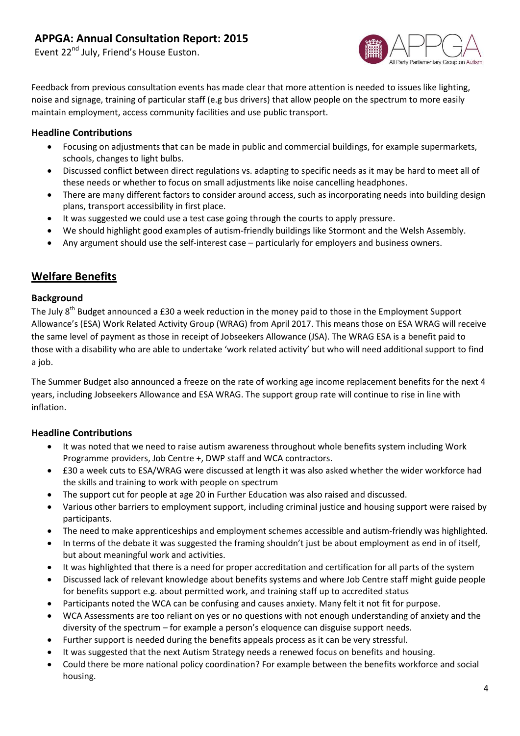Feedback from previous consultation events has made clear that more attention is needed to issues like lighting, noise and signage, training of particular staff (e.g bus drivers) that allow people on the spectrum to more easily maintain employment, access community facilities and use public transport.

### Headline Contributions

- Focusing on adjustments that can be made in public and commercial buildings, for example supermarkets, schools, changes to light bulbs.
- Discussed conflict between direct regulations vs. adapting to specific needs as it may be hard to meet all of these needs or whether to focus on small adjustments like noise cancelling headphones.
- There are many different factors to consider around access, such as incorporating needs into building design plans, transport accessibility in first place.
- It was suggested we could use a test case going through the courts to apply pressure.
- We should highlight good examples of autism-friendly buildings like Stormont and the Welsh Assembly.
- Any argument should use the self-interest case – particularly for employers and business owners.

## Welfare Benefits

### Background

The July 8th Budget announced a £30 a week reduction in the money paid to those in the Employment Support Allowance's (ESA) Work Related Activity Group (WRAG) from April 2017. This means those on ESA WRAG will receive the same level of payment as those in receipt of Jobseekers Allowance (JSA). The WRAG ESA is a benefit paid to those with a disability who are able to undertake 'work related activity' but who will need additional support to find a job.

The Summer Budget also announced a freeze on the rate of working age income replacement benefits for the next 4 years, including Jobseekers Allowance and ESA WRAG. The support group rate will continue to rise in line with inflation.

### Headline Contributions

- It was noted that we need to raise autism awareness throughout whole benefits system including Work Programme providers, Job Centre +, DWP staff and WCA contractors.
- £30 a week cuts to ESA/WRAG were discussed at length it was also asked whether the wider workforce had the skills and training to work with people on spectrum
- The support cut for people at age 20 in Further Education was also raised and discussed.
- Various other barriers to employment support, including criminal justice and housing support were raised by participants.
- The need to make apprenticeships and employment schemes accessible and autism-friendly was highlighted.
- In terms of the debate it was suggested the framing shouldn't just be about employment as end in of itself, but about meaningful work and activities.
- It was highlighted that there is a need for proper accreditation and certification for all parts of the system
- Discussed lack of relevant knowledge about benefits systems and where Job Centre staff might guide people for benefits support e.g. about permitted work, and training staff up to accredited status
- Participants noted the WCA can be confusing and causes anxiety. Many felt it not fit for purpose.
- WCA Assessments are too reliant on yes or no questions with not enough understanding of anxiety and the diversity of the spectrum – for example a person's eloquence can disguise support needs.
- Further support is needed during the benefits appeals process as it can be very stressful.
- It was suggested that the next Autism Strategy needs a renewed focus on benefits and housing.
- Could there be more national policy coordination? For example between the benefits workforce and social housing.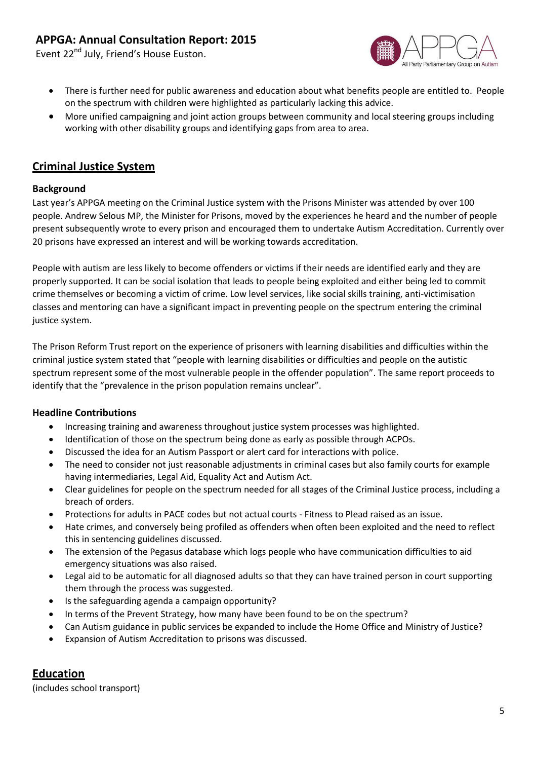- There is further need for public awareness and education about what benefits people are entitled to. People on the spectrum with children were highlighted as particularly lacking this advice.
- More unified campaigning and joint action groups between community and local steering groups including working with other disability groups and identifying gaps from area to area.

## Criminal Justice System

### Background

Last year's APPGA meeting on the Criminal Justice system with the Prisons Minister was attended by over 100 people. Andrew Selous MP, the Minister for Prisons, moved by the experiences he heard and the number of people present subsequently wrote to every prison and encouraged them to undertake Autism Accreditation. Currently over 20 prisons have expressed an interest and will be working towards accreditation.

People with autism are less likely to become offenders or victims if their needs are identified early and they are properly supported. It can be social isolation that leads to people being exploited and either being led to commit crime themselves or becoming a victim of crime. Low level services, like social skills training, anti-victimisation classes and mentoring can have a significant impact in preventing people on the spectrum entering the criminal justice system.

The Prison Reform Trust report on the experience of prisoners with learning disabilities and difficulties within the criminal justice system stated that "people with learning disabilities or difficulties and people on the autistic spectrum represent some of the most vulnerable people in the offender population". The same report proceeds to identify that the "prevalence in the prison population remains unclear".

### Headline Contributions

- Increasing training and awareness throughout justice system processes was highlighted.
- Identification of those on the spectrum being done as early as possible through ACPOs.
- Discussed the idea for an Autism Passport or alert card for interactions with police.
- The need to consider not just reasonable adjustments in criminal cases but also family courts for example having intermediaries, Legal Aid, Equality Act and Autism Act.
- Clear guidelines for people on the spectrum needed for all stages of the Criminal Justice process, including a breach of orders.
- Protections for adults in PACE codes but not actual courts - Fitness to Plead raised as an issue.
- Hate crimes, and conversely being profiled as offenders when often been exploited and the need to reflect this in sentencing guidelines discussed.
- The extension of the Pegasus database which logs people who have communication difficulties to aid emergency situations was also raised.
- Legal aid to be automatic for all diagnosed adults so that they can have trained person in court supporting them through the process was suggested.
- Is the safeguarding agenda a campaign opportunity?
- In terms of the Prevent Strategy, how many have been found to be on the spectrum?
- Can Autism guidance in public services be expanded to include the Home Office and Ministry of Justice?
- Expansion of Autism Accreditation to prisons was discussed.

## Education

(includes school transport)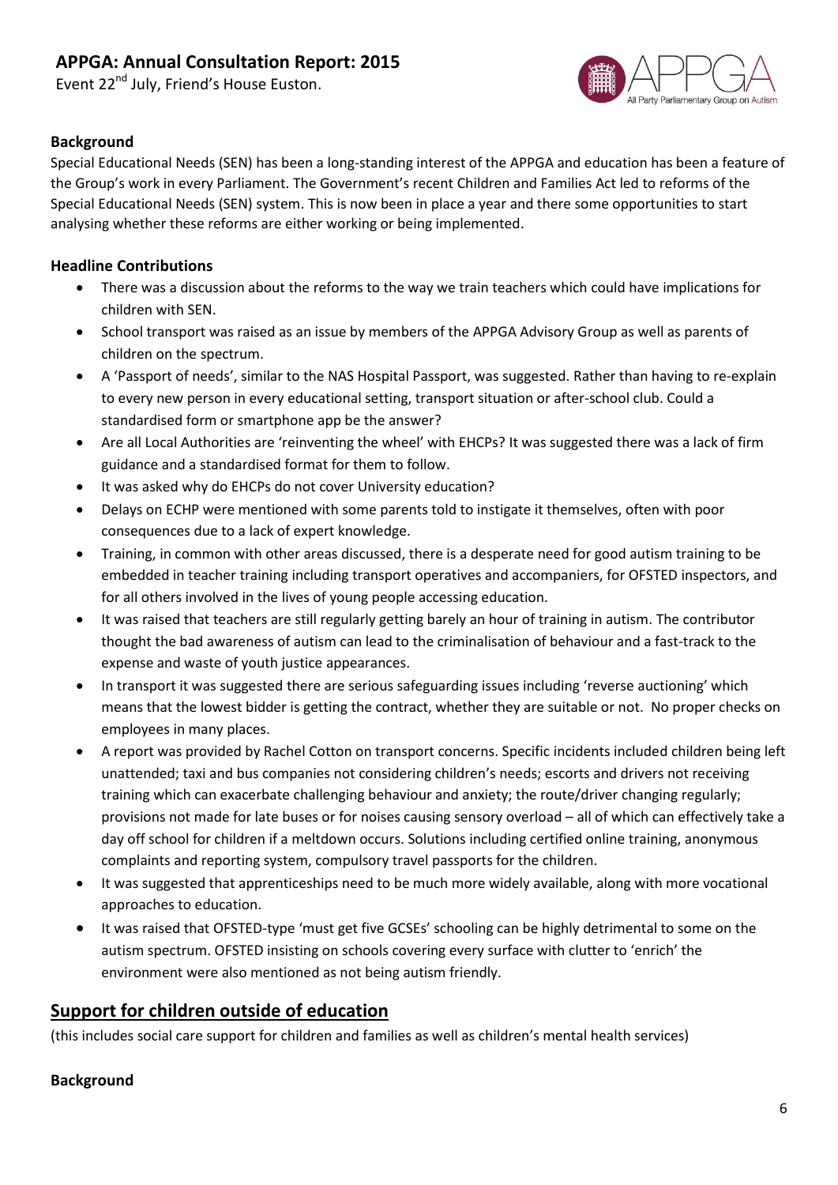### Background

Special Educational Needs (SEN) has been a long-standing interest of the APPGA and education has been a feature of the Group's work in every Parliament. The Government's recent Children and Families Act led to reforms of the Special Educational Needs (SEN) system. This is now been in place a year and there some opportunities to start analysing whether these reforms are either working or being implemented.

### Headline Contributions

- There was a discussion about the reforms to the way we train teachers which could have implications for children with SEN.
- School transport was raised as an issue by members of the APPGA Advisory Group as well as parents of children on the spectrum.
- A 'Passport of needs', similar to the NAS Hospital Passport, was suggested. Rather than having to re-explain to every new person in every educational setting, transport situation or after-school club. Could a standardised form or smartphone app be the answer?
- Are all Local Authorities are 'reinventing the wheel' with EHCPs? It was suggested there was a lack of firm guidance and a standardised format for them to follow.
- It was asked why do EHCPs do not cover University education?
- Delays on ECHP were mentioned with some parents told to instigate it themselves, often with poor consequences due to a lack of expert knowledge.
- Training, in common with other areas discussed, there is a desperate need for good autism training to be embedded in teacher training including transport operatives and accompaniers, for OFSTED inspectors, and for all others involved in the lives of young people accessing education.
- It was raised that teachers are still regularly getting barely an hour of training in autism. The contributor thought the bad awareness of autism can lead to the criminalisation of behaviour and a fast-track to the expense and waste of youth justice appearances.
- In transport it was suggested there are serious safeguarding issues including 'reverse auctioning' which means that the lowest bidder is getting the contract, whether they are suitable or not. No proper checks on employees in many places.
- A report was provided by Rachel Cotton on transport concerns. Specific incidents included children being left unattended; taxi and bus companies not considering children's needs; escorts and drivers not receiving training which can exacerbate challenging behaviour and anxiety; the route/driver changing regularly; provisions not made for late buses or for noises causing sensory overload – all of which can effectively take a day off school for children if a meltdown occurs. Solutions including certified online training, anonymous complaints and reporting system, compulsory travel passports for the children.
- It was suggested that apprenticeships need to be much more widely available, along with more vocational approaches to education.
- It was raised that OFSTED-type 'must get five GCSEs' schooling can be highly detrimental to some on the autism spectrum. OFSTED insisting on schools covering every surface with clutter to 'enrich' the environment were also mentioned as not being autism friendly.

## Support for children outside of education

(this includes social care support for children and families as well as children's mental health services)

### Background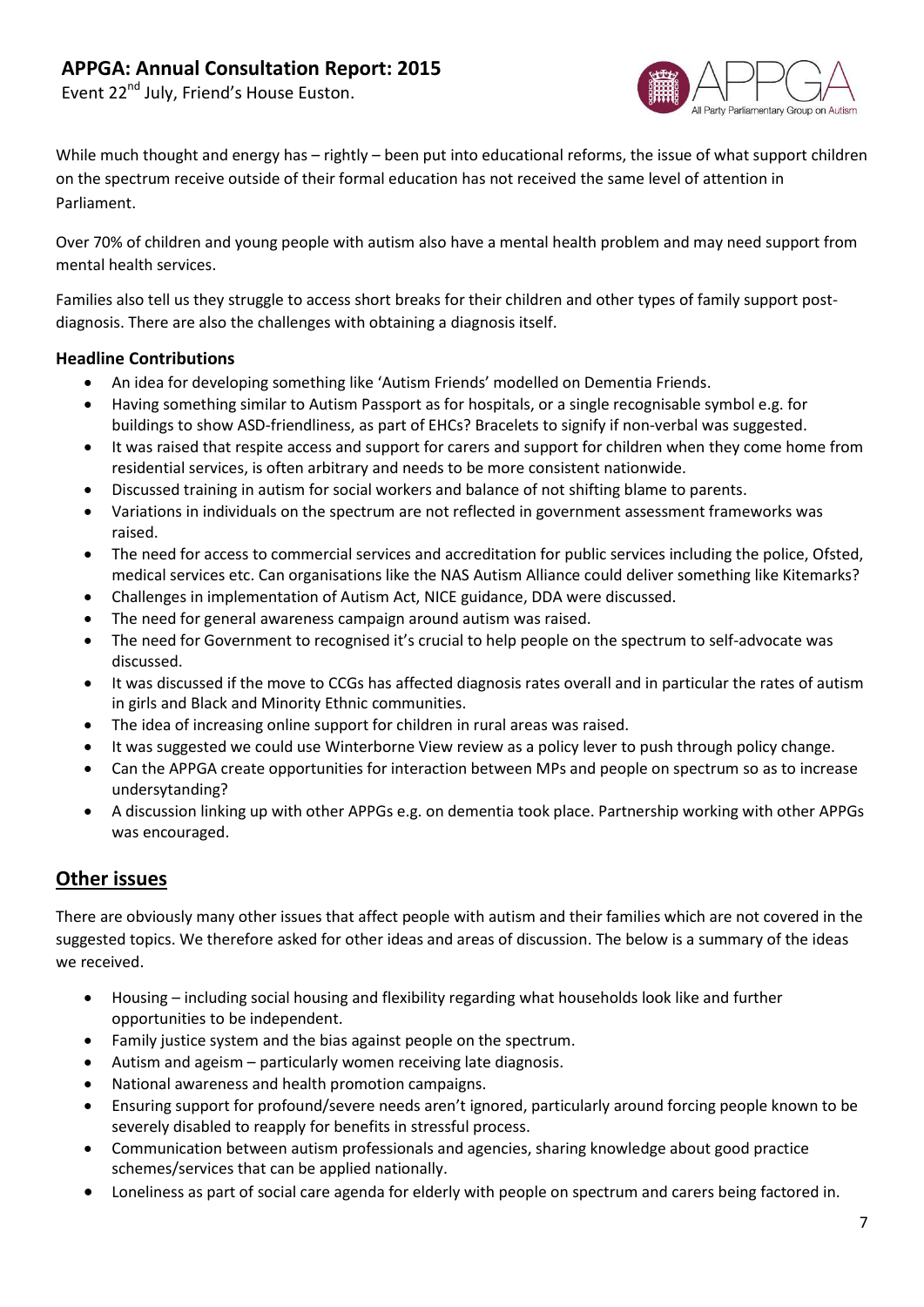While much thought and energy has – rightly – been put into educational reforms, the issue of what support children on the spectrum receive outside of their formal education has not received the same level of attention in Parliament.

Over 70% of children and young people with autism also have a mental health problem and may need support from mental health services.

Families also tell us they struggle to access short breaks for their children and other types of family support post-diagnosis. There are also the challenges with obtaining a diagnosis itself.

**Headline Contributions**

- An idea for developing something like 'Autism Friends' modelled on Dementia Friends.
- Having something similar to Autism Passport as for hospitals, or a single recognisable symbol e.g. for buildings to show ASD-friendliness, as part of EHCs? Bracelets to signify if non-verbal was suggested.
- It was raised that respite access and support for carers and support for children when they come home from residential services, is often arbitrary and needs to be more consistent nationwide.
- Discussed training in autism for social workers and balance of not shifting blame to parents.
- Variations in individuals on the spectrum are not reflected in government assessment frameworks was raised.
- The need for access to commercial services and accreditation for public services including the police, Ofsted, medical services etc. Can organisations like the NAS Autism Alliance could deliver something like Kitemarks?
- Challenges in implementation of Autism Act, NICE guidance, DDA were discussed.
- The need for general awareness campaign around autism was raised.
- The need for Government to recognised it's crucial to help people on the spectrum to self-advocate was discussed.
- It was discussed if the move to CCGs has affected diagnosis rates overall and in particular the rates of autism in girls and Black and Minority Ethnic communities.
- The idea of increasing online support for children in rural areas was raised.
- It was suggested we could use Winterborne View review as a policy lever to push through policy change.
- Can the APPGA create opportunities for interaction between MPs and people on spectrum so as to increase undersytanding?
- A discussion linking up with other APPGs e.g. on dementia took place. Partnership working with other APPGs was encouraged.

## Other issues

There are obviously many other issues that affect people with autism and their families which are not covered in the suggested topics. We therefore asked for other ideas and areas of discussion. The below is a summary of the ideas we received.

- Housing – including social housing and flexibility regarding what households look like and further opportunities to be independent.
- Family justice system and the bias against people on the spectrum.
- Autism and ageism – particularly women receiving late diagnosis.
- National awareness and health promotion campaigns.
- Ensuring support for profound/severe needs aren't ignored, particularly around forcing people known to be severely disabled to reapply for benefits in stressful process.
- Communication between autism professionals and agencies, sharing knowledge about good practice schemes/services that can be applied nationally.
- Loneliness as part of social care agenda for elderly with people on spectrum and carers being factored in.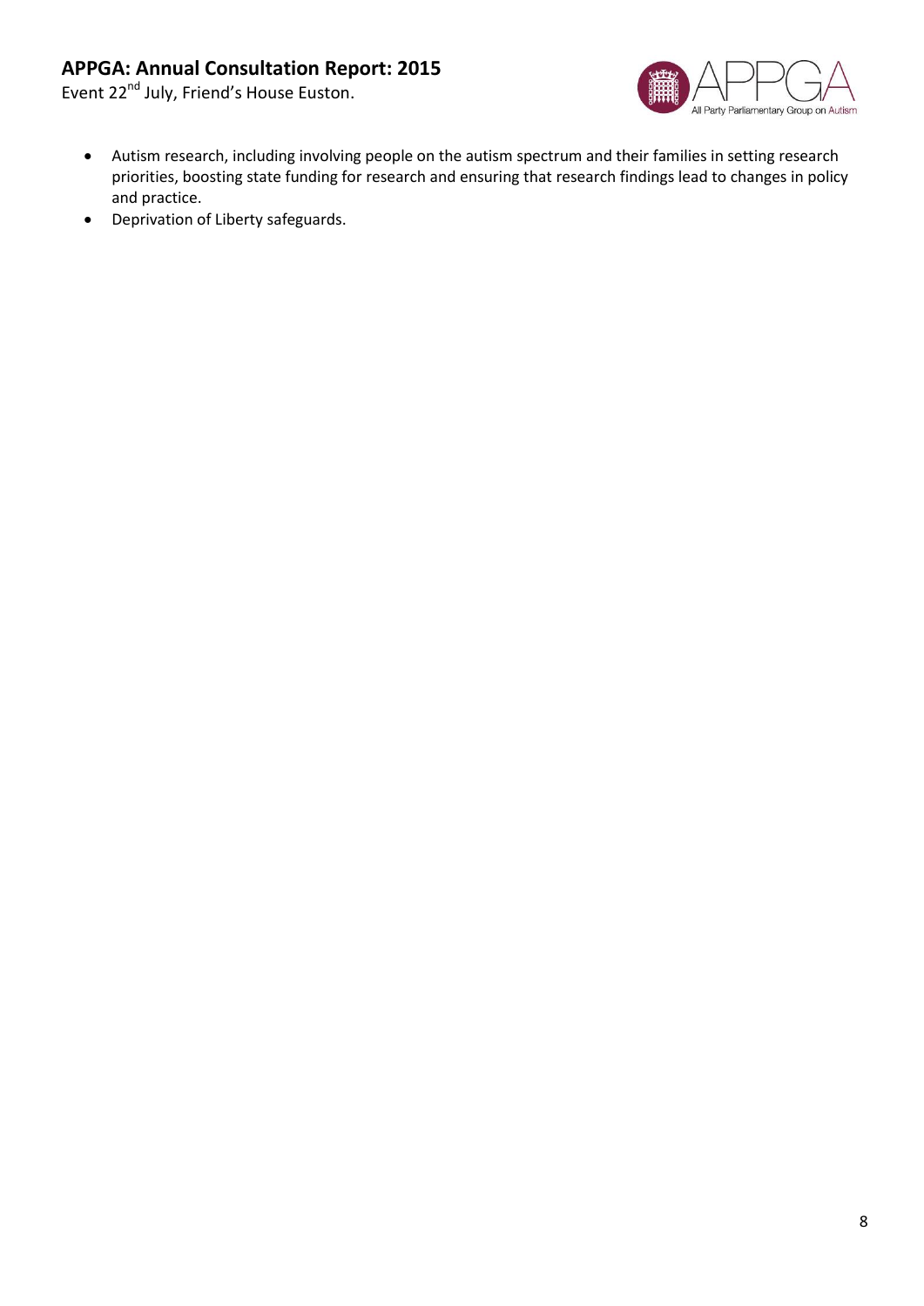- Autism research, including involving people on the autism spectrum and their families in setting research priorities, boosting state funding for research and ensuring that research findings lead to changes in policy and practice.
- Deprivation of Liberty safeguards.